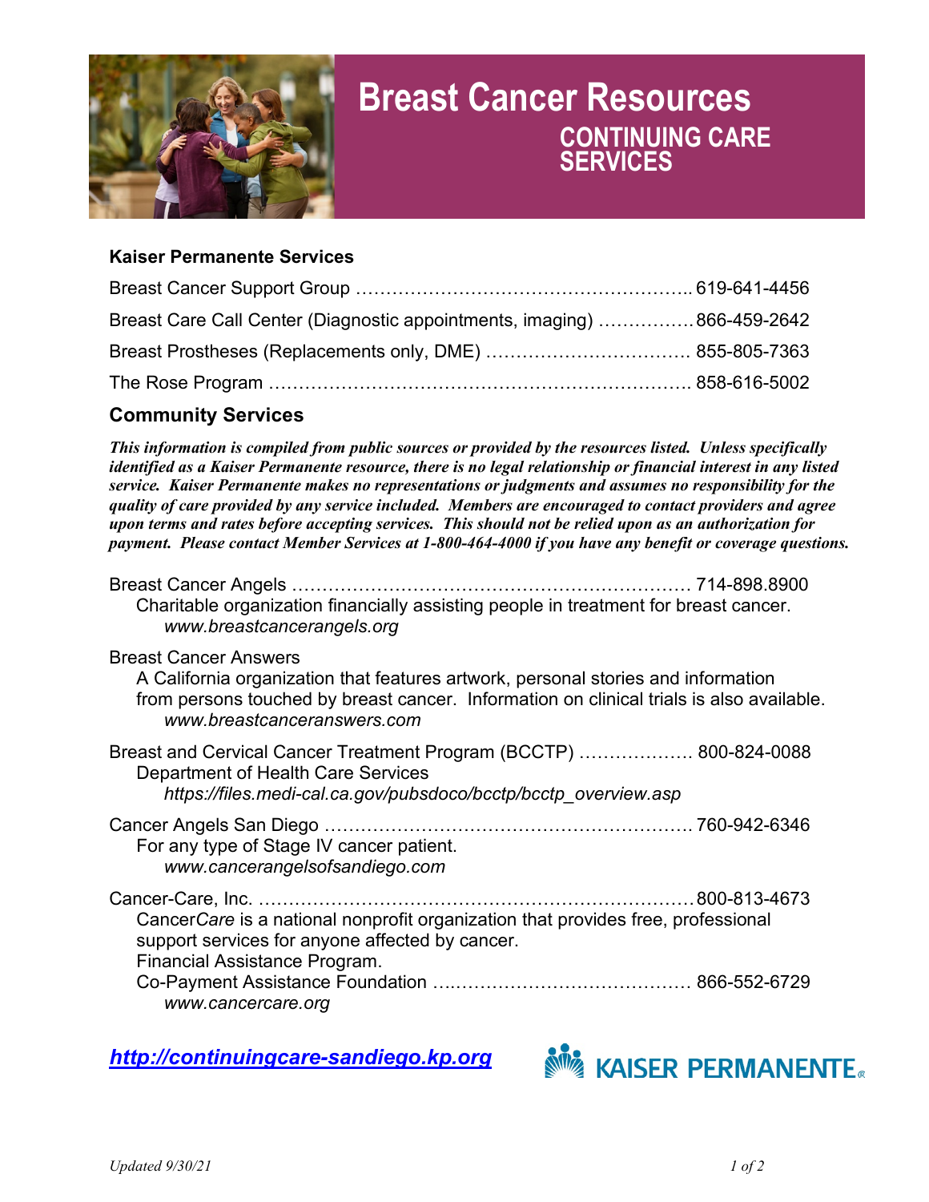# Breast Cancer Resources

## CONTINUING CARE SERVICES

### Kaiser Permanente Services

Breast Cancer Support Group ………………………………………………….. 619-641-4456

Breast Care Call Center (Diagnostic appointments, imaging) ……………. 866-459-2642

Breast Prostheses (Replacements only, DME) …………………………… 855-805-7363

The Rose Program ……………………………………………………………. 858-616-5002

### Community Services

***This information is compiled from public sources or provided by the resources listed. Unless specifically identified as a Kaiser Permanente resource, there is no legal relationship or financial interest in any listed service. Kaiser Permanente makes no representations or judgments and assumes no responsibility for the quality of care provided by any service included. Members are encouraged to contact providers and agree upon terms and rates before accepting services. This should not be relied upon as an authorization for payment. Please contact Member Services at 1-800-464-4000 if you have any benefit or coverage questions.***

Breast Cancer Angels ………………………………………………………… 714-898.8900
Charitable organization financially assisting people in treatment for breast cancer.
*www.breastcancerangels.org*

Breast Cancer Answers
A California organization that features artwork, personal stories and information from persons touched by breast cancer. Information on clinical trials is also available.
*www.breastcanceranswers.com*

Breast and Cervical Cancer Treatment Program (BCCTP) ………………. 800-824-0088
Department of Health Care Services
*https://files.medi-cal.ca.gov/pubsdoco/bcctp/bcctp_overview.asp*

Cancer Angels San Diego …………………………………………………… 760-942-6346
For any type of Stage IV cancer patient.
*www.cancerangelsofsandiego.com*

Cancer-Care, Inc. ……………………………………………………………… 800-813-4673
Cancer*Care* is a national nonprofit organization that provides free, professional support services for anyone affected by cancer.
Financial Assistance Program.
Co-Payment Assistance Foundation ….………………………………… 866-552-6729
*www.cancercare.org*

***http://continuingcare-sandiego.kp.org***

KAISER PERMANENTE®

*Updated 9/30/21*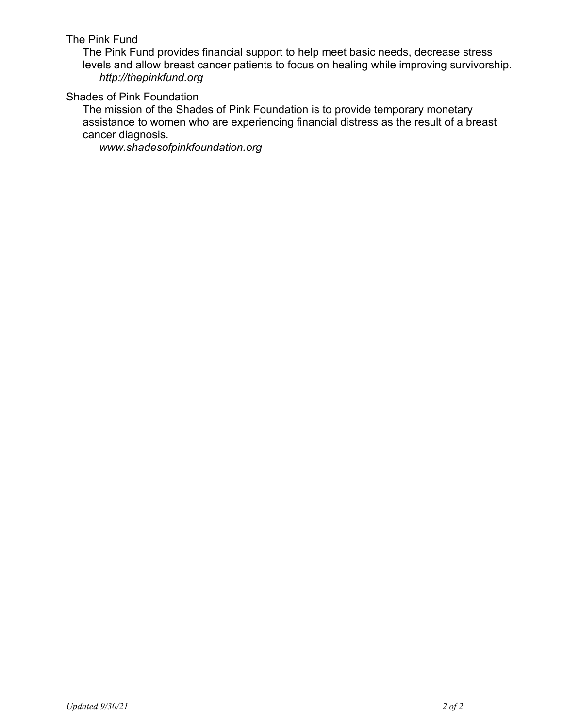The Pink Fund

The Pink Fund provides financial support to help meet basic needs, decrease stress levels and allow breast cancer patients to focus on healing while improving survivorship.

*http://thepinkfund.org*

Shades of Pink Foundation

The mission of the Shades of Pink Foundation is to provide temporary monetary assistance to women who are experiencing financial distress as the result of a breast cancer diagnosis.

*www.shadesofpinkfoundation.org*